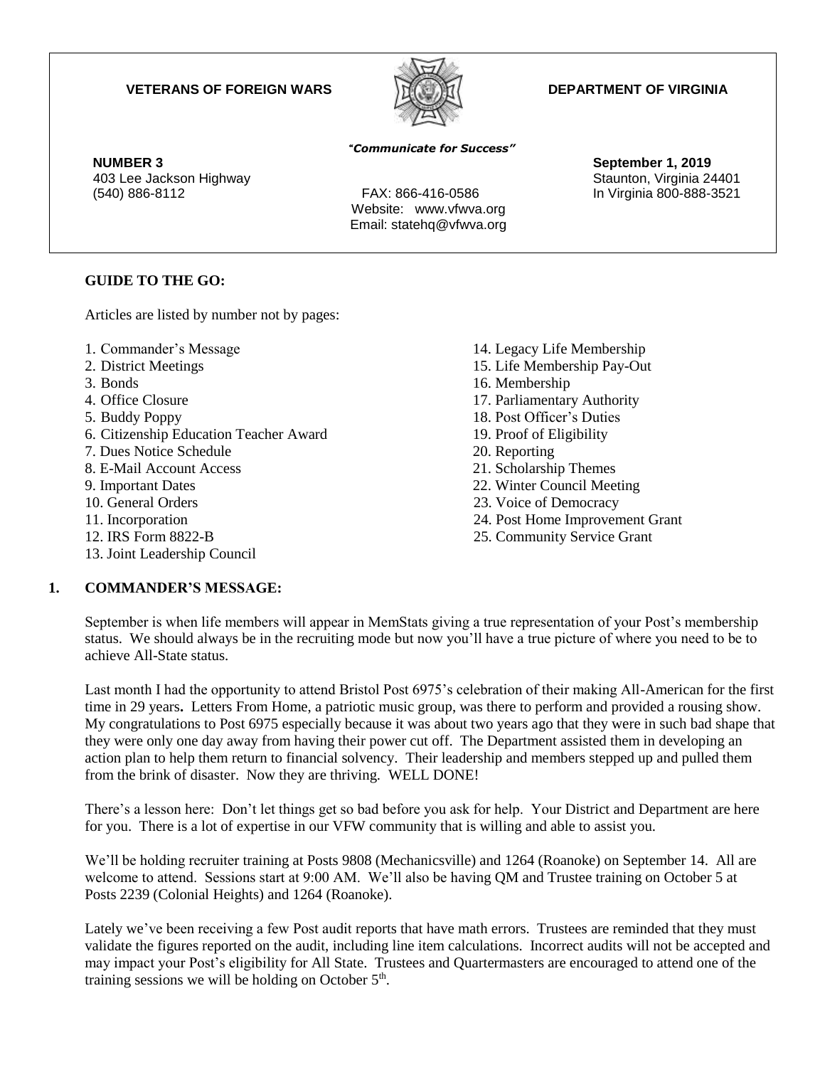**VETERANS OF FOREIGN WARS** **DEPARTMENT OF VIRGINIA**

*"Communicate for Success"*

**NUMBER 3** **September 1, 2019**

403 Lee Jackson Highway Staunton, Virginia 24401

(540) 886-8112 FAX: 866-416-0586 In Virginia 800-888-3521

Website: www.vfwva.org

Email: statehq@vfwva.org

## GUIDE TO THE GO:

Articles are listed by number not by pages:

1. Commander's Message
2. District Meetings
3. Bonds
4. Office Closure
5. Buddy Poppy
6. Citizenship Education Teacher Award
7. Dues Notice Schedule
8. E-Mail Account Access
9. Important Dates
10. General Orders
11. Incorporation
12. IRS Form 8822-B
13. Joint Leadership Council
14. Legacy Life Membership
15. Life Membership Pay-Out
16. Membership
17. Parliamentary Authority
18. Post Officer's Duties
19. Proof of Eligibility
20. Reporting
21. Scholarship Themes
22. Winter Council Meeting
23. Voice of Democracy
24. Post Home Improvement Grant
25. Community Service Grant

## 1. COMMANDER'S MESSAGE:

September is when life members will appear in MemStats giving a true representation of your Post's membership status. We should always be in the recruiting mode but now you'll have a true picture of where you need to be to achieve All-State status.

Last month I had the opportunity to attend Bristol Post 6975's celebration of their making All-American for the first time in 29 years**.** Letters From Home, a patriotic music group, was there to perform and provided a rousing show. My congratulations to Post 6975 especially because it was about two years ago that they were in such bad shape that they were only one day away from having their power cut off. The Department assisted them in developing an action plan to help them return to financial solvency. Their leadership and members stepped up and pulled them from the brink of disaster. Now they are thriving. WELL DONE!

There's a lesson here: Don't let things get so bad before you ask for help. Your District and Department are here for you. There is a lot of expertise in our VFW community that is willing and able to assist you.

We'll be holding recruiter training at Posts 9808 (Mechanicsville) and 1264 (Roanoke) on September 14. All are welcome to attend. Sessions start at 9:00 AM. We'll also be having QM and Trustee training on October 5 at Posts 2239 (Colonial Heights) and 1264 (Roanoke).

Lately we've been receiving a few Post audit reports that have math errors. Trustees are reminded that they must validate the figures reported on the audit, including line item calculations. Incorrect audits will not be accepted and may impact your Post's eligibility for All State. Trustees and Quartermasters are encouraged to attend one of the training sessions we will be holding on October 5th.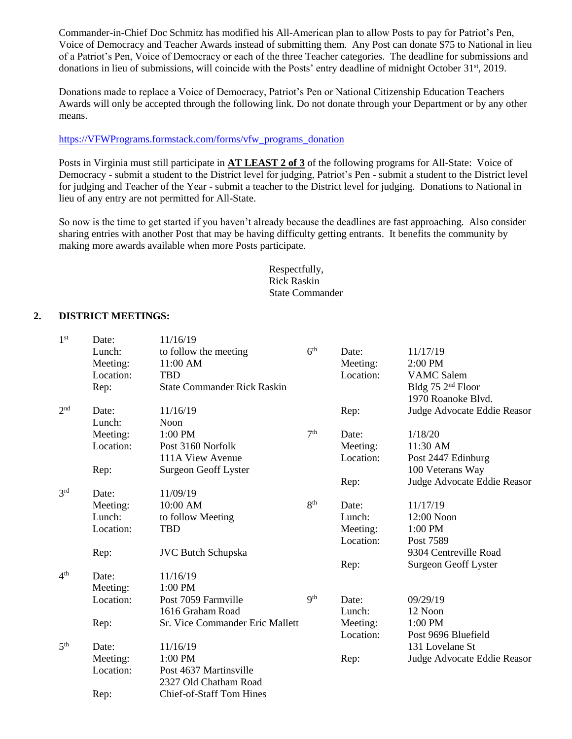Commander-in-Chief Doc Schmitz has modified his All-American plan to allow Posts to pay for Patriot's Pen, Voice of Democracy and Teacher Awards instead of submitting them. Any Post can donate $75 to National in lieu of a Patriot's Pen, Voice of Democracy or each of the three Teacher categories. The deadline for submissions and donations in lieu of submissions, will coincide with the Posts' entry deadline of midnight October 31st, 2019.

Donations made to replace a Voice of Democracy, Patriot's Pen or National Citizenship Education Teachers Awards will only be accepted through the following link. Do not donate through your Department or by any other means.

https://VFWPrograms.formstack.com/forms/vfw_programs_donation

Posts in Virginia must still participate in **AT LEAST 2 of 3** of the following programs for All-State: Voice of Democracy - submit a student to the District level for judging, Patriot's Pen - submit a student to the District level for judging and Teacher of the Year - submit a teacher to the District level for judging. Donations to National in lieu of any entry are not permitted for All-State.

So now is the time to get started if you haven't already because the deadlines are fast approaching. Also consider sharing entries with another Post that may be having difficulty getting entrants. It benefits the community by making more awards available when more Posts participate.

Respectfully,
Rick Raskin
State Commander

## 2. DISTRICT MEETINGS:

**1st**
- Date: 11/16/19
- Lunch: to follow the meeting
- Meeting: 11:00 AM
- Location: TBD
- Rep: State Commander Rick Raskin

**2nd**
- Date: 11/16/19
- Lunch: Noon
- Meeting: 1:00 PM
- Location: Post 3160 Norfolk, 111A View Avenue
- Rep: Surgeon Geoff Lyster

**3rd**
- Date: 11/09/19
- Meeting: 10:00 AM
- Lunch: to follow Meeting
- Location: TBD
- Rep: JVC Butch Schupska

**4th**
- Date: 11/16/19
- Meeting: 1:00 PM
- Location: Post 7059 Farmville, 1616 Graham Road
- Rep: Sr. Vice Commander Eric Mallett

**5th**
- Date: 11/16/19
- Meeting: 1:00 PM
- Location: Post 4637 Martinsville, 2327 Old Chatham Road
- Rep: Chief-of-Staff Tom Hines

**6th**
- Date: 11/17/19
- Meeting: 2:00 PM
- Location: VAMC Salem, Bldg 75 2nd Floor, 1970 Roanoke Blvd.
- Rep: Judge Advocate Eddie Reasor

**7th**
- Date: 1/18/20
- Meeting: 11:30 AM
- Location: Post 2447 Edinburg, 100 Veterans Way
- Rep: Judge Advocate Eddie Reasor

**8th**
- Date: 11/17/19
- Lunch: 12:00 Noon
- Meeting: 1:00 PM
- Location: Post 7589, 9304 Centreville Road
- Rep: Surgeon Geoff Lyster

**9th**
- Date: 09/29/19
- Lunch: 12 Noon
- Meeting: 1:00 PM
- Location: Post 9696 Bluefield, 131 Lovelane St
- Rep: Judge Advocate Eddie Reasor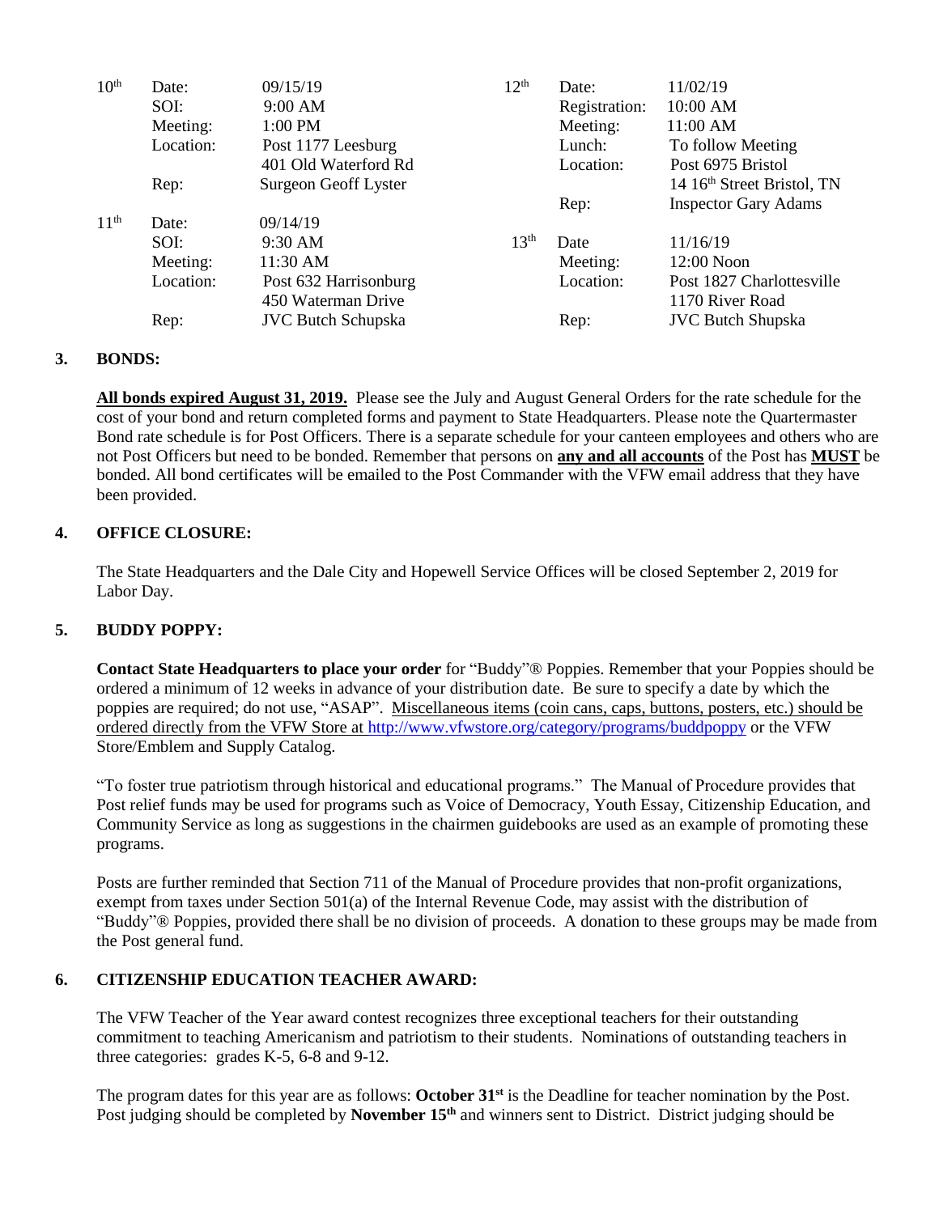| | | | | | |
|---|---|---|---|---|---|
| 10th | Date: | 09/15/19 | 12th | Date: | 11/02/19 |
| | SOI: | 9:00 AM | | Registration: | 10:00 AM |
| | Meeting: | 1:00 PM | | Meeting: | 11:00 AM |
| | Location: | Post 1177 Leesburg | | Lunch: | To follow Meeting |
| | | 401 Old Waterford Rd | | Location: | Post 6975 Bristol |
| | Rep: | Surgeon Geoff Lyster | | | 14 16th Street Bristol, TN |
| | | | | Rep: | Inspector Gary Adams |
| 11th | Date: | 09/14/19 | | | |
| | SOI: | 9:30 AM | 13th | Date | 11/16/19 |
| | Meeting: | 11:30 AM | | Meeting: | 12:00 Noon |
| | Location: | Post 632 Harrisonburg | | Location: | Post 1827 Charlottesville |
| | | 450 Waterman Drive | | | 1170 River Road |
| | Rep: | JVC Butch Schupska | | Rep: | JVC Butch Shupska |

## 3. BONDS:

**All bonds expired August 31, 2019.** Please see the July and August General Orders for the rate schedule for the cost of your bond and return completed forms and payment to State Headquarters. Please note the Quartermaster Bond rate schedule is for Post Officers. There is a separate schedule for your canteen employees and others who are not Post Officers but need to be bonded. Remember that persons on **any and all accounts** of the Post has **MUST** be bonded. All bond certificates will be emailed to the Post Commander with the VFW email address that they have been provided.

## 4. OFFICE CLOSURE:

The State Headquarters and the Dale City and Hopewell Service Offices will be closed September 2, 2019 for Labor Day.

## 5. BUDDY POPPY:

**Contact State Headquarters to place your order** for "Buddy"® Poppies. Remember that your Poppies should be ordered a minimum of 12 weeks in advance of your distribution date. Be sure to specify a date by which the poppies are required; do not use, "ASAP". Miscellaneous items (coin cans, caps, buttons, posters, etc.) should be ordered directly from the VFW Store at http://www.vfwstore.org/category/programs/buddpoppy or the VFW Store/Emblem and Supply Catalog.

"To foster true patriotism through historical and educational programs." The Manual of Procedure provides that Post relief funds may be used for programs such as Voice of Democracy, Youth Essay, Citizenship Education, and Community Service as long as suggestions in the chairmen guidebooks are used as an example of promoting these programs.

Posts are further reminded that Section 711 of the Manual of Procedure provides that non-profit organizations, exempt from taxes under Section 501(a) of the Internal Revenue Code, may assist with the distribution of "Buddy"® Poppies, provided there shall be no division of proceeds. A donation to these groups may be made from the Post general fund.

## 6. CITIZENSHIP EDUCATION TEACHER AWARD:

The VFW Teacher of the Year award contest recognizes three exceptional teachers for their outstanding commitment to teaching Americanism and patriotism to their students. Nominations of outstanding teachers in three categories: grades K-5, 6-8 and 9-12.

The program dates for this year are as follows: **October 31st** is the Deadline for teacher nomination by the Post. Post judging should be completed by **November 15th** and winners sent to District. District judging should be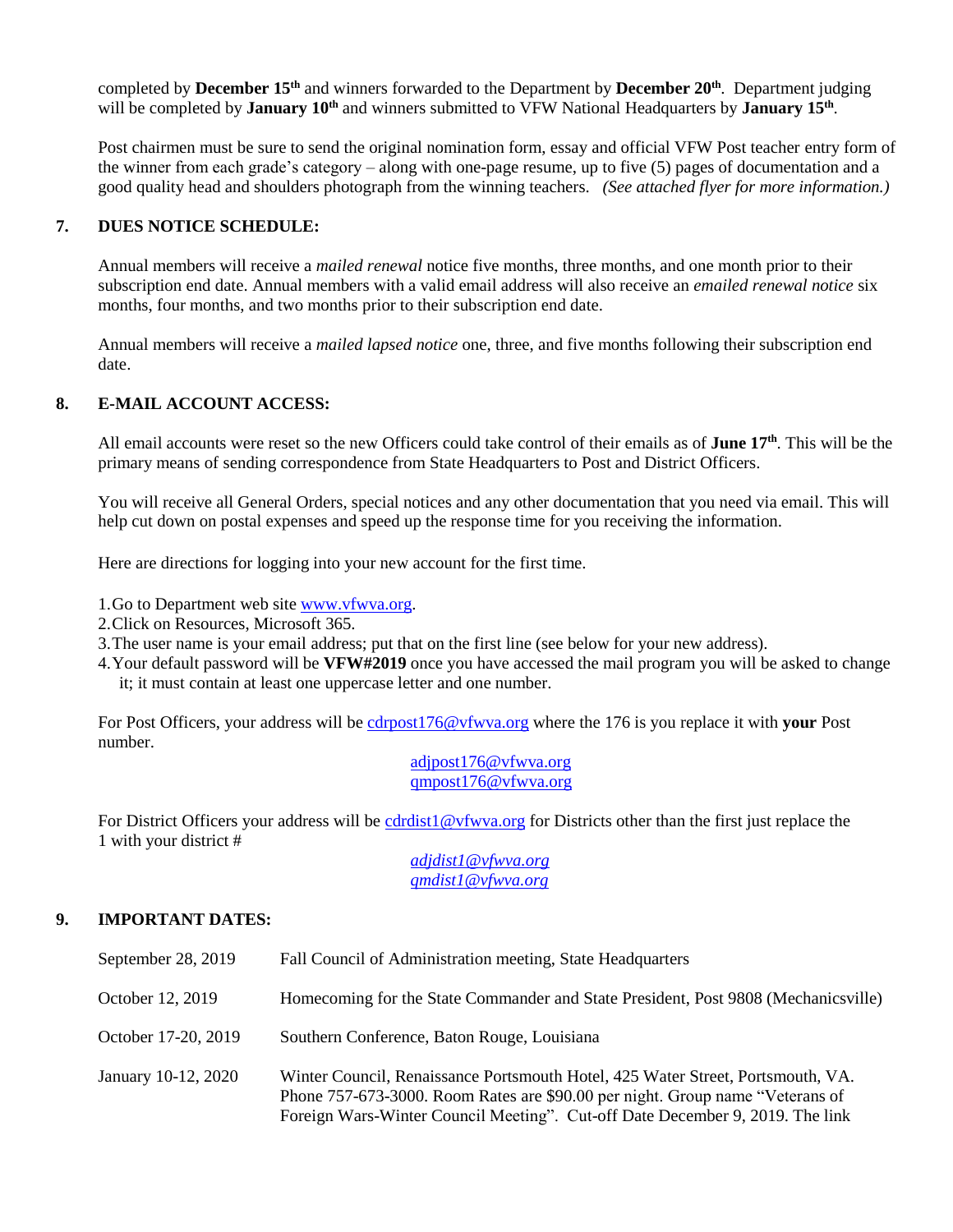completed by **December 15th** and winners forwarded to the Department by **December 20th**. Department judging will be completed by **January 10th** and winners submitted to VFW National Headquarters by **January 15th**.

Post chairmen must be sure to send the original nomination form, essay and official VFW Post teacher entry form of the winner from each grade's category – along with one-page resume, up to five (5) pages of documentation and a good quality head and shoulders photograph from the winning teachers. *(See attached flyer for more information.)*

## 7. DUES NOTICE SCHEDULE:

Annual members will receive a *mailed renewal* notice five months, three months, and one month prior to their subscription end date. Annual members with a valid email address will also receive an *emailed renewal notice* six months, four months, and two months prior to their subscription end date.

Annual members will receive a *mailed lapsed notice* one, three, and five months following their subscription end date.

## 8. E-MAIL ACCOUNT ACCESS:

All email accounts were reset so the new Officers could take control of their emails as of **June 17th**. This will be the primary means of sending correspondence from State Headquarters to Post and District Officers.

You will receive all General Orders, special notices and any other documentation that you need via email. This will help cut down on postal expenses and speed up the response time for you receiving the information.

Here are directions for logging into your new account for the first time.

1. Go to Department web site www.vfwva.org.
2. Click on Resources, Microsoft 365.
3. The user name is your email address; put that on the first line (see below for your new address).
4. Your default password will be **VFW#2019** once you have accessed the mail program you will be asked to change it; it must contain at least one uppercase letter and one number.

For Post Officers, your address will be cdrpost176@vfwva.org where the 176 is you replace it with **your** Post number.

adjpost176@vfwva.org
qmpost176@vfwva.org

For District Officers your address will be cdrdist1@vfwva.org for Districts other than the first just replace the 1 with your district #

*adjdist1@vfwva.org*
*qmdist1@vfwva.org*

## 9. IMPORTANT DATES:

| | |
|---|---|
| September 28, 2019 | Fall Council of Administration meeting, State Headquarters |
| October 12, 2019 | Homecoming for the State Commander and State President, Post 9808 (Mechanicsville) |
| October 17-20, 2019 | Southern Conference, Baton Rouge, Louisiana |
| January 10-12, 2020 | Winter Council, Renaissance Portsmouth Hotel, 425 Water Street, Portsmouth, VA. Phone 757-673-3000. Room Rates are $90.00 per night. Group name "Veterans of Foreign Wars-Winter Council Meeting". Cut-off Date December 9, 2019. The link |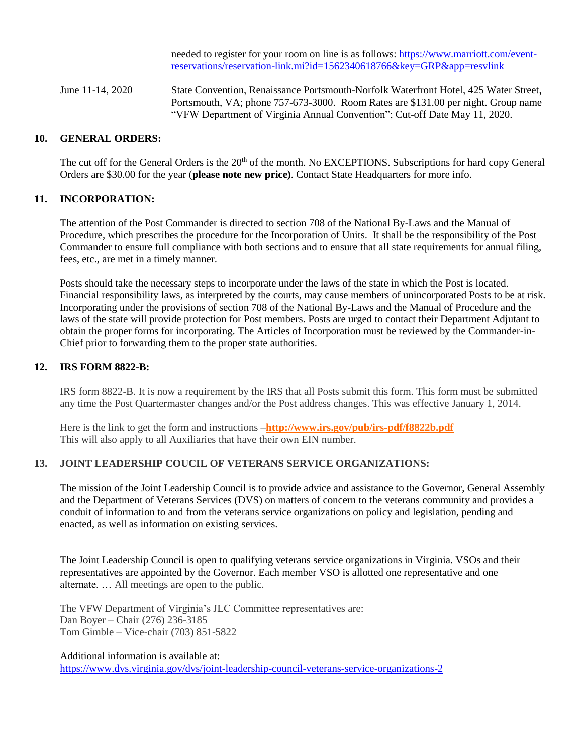needed to register for your room on line is as follows: https://www.marriott.com/event-reservations/reservation-link.mi?id=1562340618766&key=GRP&app=resvlink

June 11-14, 2020 State Convention, Renaissance Portsmouth-Norfolk Waterfront Hotel, 425 Water Street, Portsmouth, VA; phone 757-673-3000. Room Rates are $131.00 per night. Group name "VFW Department of Virginia Annual Convention"; Cut-off Date May 11, 2020.

## 10. GENERAL ORDERS:

The cut off for the General Orders is the 20th of the month. No EXCEPTIONS. Subscriptions for hard copy General Orders are $30.00 for the year (**please note new price)**. Contact State Headquarters for more info.

## 11. INCORPORATION:

The attention of the Post Commander is directed to section 708 of the National By-Laws and the Manual of Procedure, which prescribes the procedure for the Incorporation of Units. It shall be the responsibility of the Post Commander to ensure full compliance with both sections and to ensure that all state requirements for annual filing, fees, etc., are met in a timely manner.

Posts should take the necessary steps to incorporate under the laws of the state in which the Post is located. Financial responsibility laws, as interpreted by the courts, may cause members of unincorporated Posts to be at risk. Incorporating under the provisions of section 708 of the National By-Laws and the Manual of Procedure and the laws of the state will provide protection for Post members. Posts are urged to contact their Department Adjutant to obtain the proper forms for incorporating. The Articles of Incorporation must be reviewed by the Commander-in-Chief prior to forwarding them to the proper state authorities.

## 12. IRS FORM 8822-B:

IRS form 8822-B. It is now a requirement by the IRS that all Posts submit this form. This form must be submitted any time the Post Quartermaster changes and/or the Post address changes. This was effective January 1, 2014.

Here is the link to get the form and instructions –**http://www.irs.gov/pub/irs-pdf/f8822b.pdf**
This will also apply to all Auxiliaries that have their own EIN number.

## 13. JOINT LEADERSHIP COUCIL OF VETERANS SERVICE ORGANIZATIONS:

The mission of the Joint Leadership Council is to provide advice and assistance to the Governor, General Assembly and the Department of Veterans Services (DVS) on matters of concern to the veterans community and provides a conduit of information to and from the veterans service organizations on policy and legislation, pending and enacted, as well as information on existing services.

The Joint Leadership Council is open to qualifying veterans service organizations in Virginia. VSOs and their representatives are appointed by the Governor. Each member VSO is allotted one representative and one alternate. … All meetings are open to the public.

The VFW Department of Virginia's JLC Committee representatives are:
Dan Boyer – Chair (276) 236-3185
Tom Gimble – Vice-chair (703) 851-5822

Additional information is available at:
https://www.dvs.virginia.gov/dvs/joint-leadership-council-veterans-service-organizations-2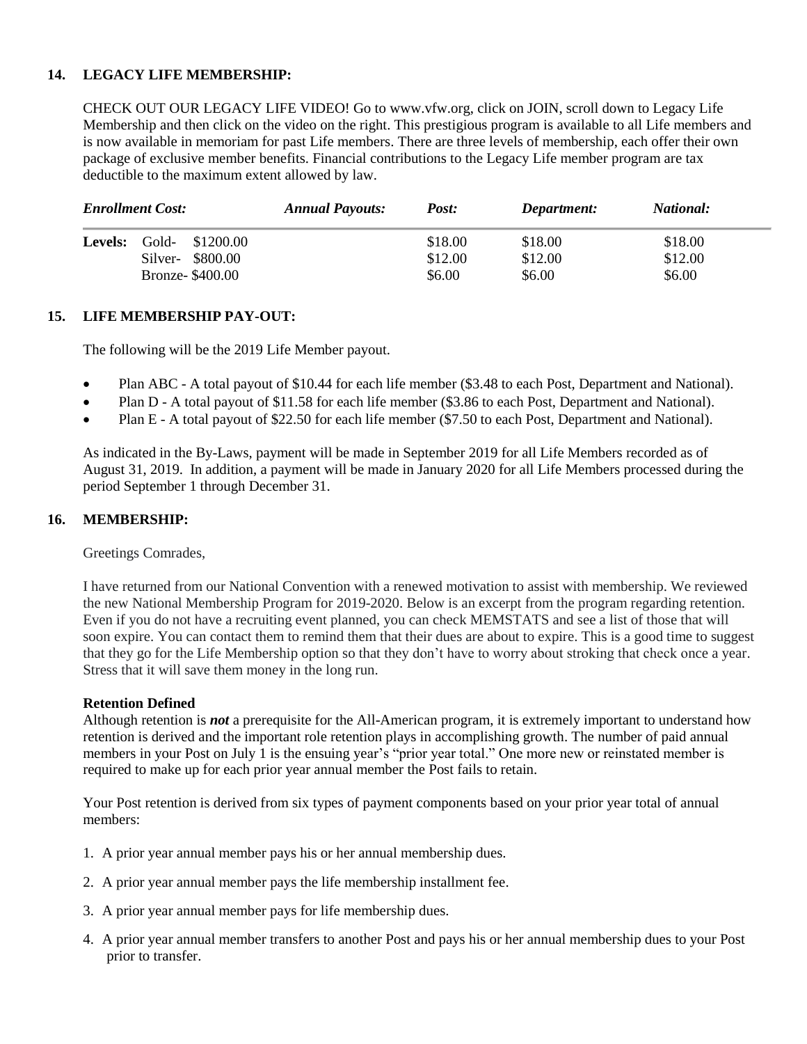### 14. LEGACY LIFE MEMBERSHIP:

CHECK OUT OUR LEGACY LIFE VIDEO! Go to www.vfw.org, click on JOIN, scroll down to Legacy Life Membership and then click on the video on the right. This prestigious program is available to all Life members and is now available in memoriam for past Life members. There are three levels of membership, each offer their own package of exclusive member benefits. Financial contributions to the Legacy Life member program are tax deductible to the maximum extent allowed by law.

| *Enrollment Cost:* | | *Annual Payouts:* | *Post:* | *Department:* | *National:* |
|---|---|---|---|---|---|
| **Levels:** | Gold- $1200.00 | | $18.00 | $18.00 | $18.00 |
| | Silver- $800.00 | | $12.00 | $12.00 | $12.00 |
| | Bronze- $400.00 | | $6.00 | $6.00 | $6.00 |

### 15. LIFE MEMBERSHIP PAY-OUT:

The following will be the 2019 Life Member payout.

- Plan ABC - A total payout of $10.44 for each life member ($3.48 to each Post, Department and National).
- Plan D - A total payout of $11.58 for each life member ($3.86 to each Post, Department and National).
- Plan E - A total payout of $22.50 for each life member ($7.50 to each Post, Department and National).

As indicated in the By-Laws, payment will be made in September 2019 for all Life Members recorded as of August 31, 2019. In addition, a payment will be made in January 2020 for all Life Members processed during the period September 1 through December 31.

### 16. MEMBERSHIP:

Greetings Comrades,

I have returned from our National Convention with a renewed motivation to assist with membership. We reviewed the new National Membership Program for 2019-2020. Below is an excerpt from the program regarding retention. Even if you do not have a recruiting event planned, you can check MEMSTATS and see a list of those that will soon expire. You can contact them to remind them that their dues are about to expire. This is a good time to suggest that they go for the Life Membership option so that they don't have to worry about stroking that check once a year. Stress that it will save them money in the long run.

**Retention Defined**
Although retention is ***not*** a prerequisite for the All-American program, it is extremely important to understand how retention is derived and the important role retention plays in accomplishing growth. The number of paid annual members in your Post on July 1 is the ensuing year's "prior year total." One more new or reinstated member is required to make up for each prior year annual member the Post fails to retain.

Your Post retention is derived from six types of payment components based on your prior year total of annual members:

1. A prior year annual member pays his or her annual membership dues.
2. A prior year annual member pays the life membership installment fee.
3. A prior year annual member pays for life membership dues.
4. A prior year annual member transfers to another Post and pays his or her annual membership dues to your Post prior to transfer.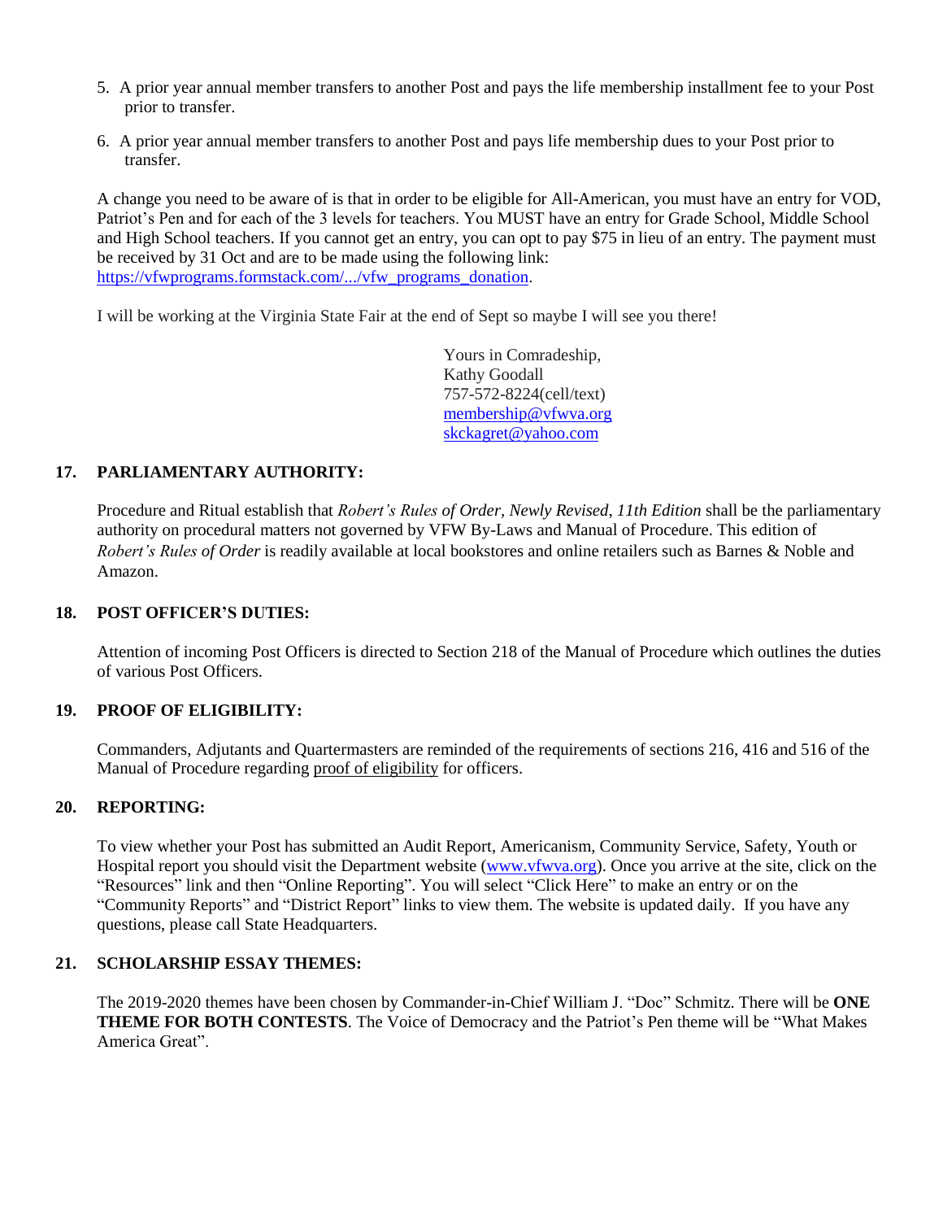5. A prior year annual member transfers to another Post and pays the life membership installment fee to your Post prior to transfer.

6. A prior year annual member transfers to another Post and pays life membership dues to your Post prior to transfer.

A change you need to be aware of is that in order to be eligible for All-American, you must have an entry for VOD, Patriot's Pen and for each of the 3 levels for teachers. You MUST have an entry for Grade School, Middle School and High School teachers. If you cannot get an entry, you can opt to pay $75 in lieu of an entry. The payment must be received by 31 Oct and are to be made using the following link: https://vfwprograms.formstack.com/.../vfw_programs_donation.

I will be working at the Virginia State Fair at the end of Sept so maybe I will see you there!

Yours in Comradeship,
Kathy Goodall
757-572-8224(cell/text)
membership@vfwva.org
skckagret@yahoo.com

**17. PARLIAMENTARY AUTHORITY:**

Procedure and Ritual establish that *Robert's Rules of Order, Newly Revised, 11th Edition* shall be the parliamentary authority on procedural matters not governed by VFW By-Laws and Manual of Procedure. This edition of *Robert's Rules of Order* is readily available at local bookstores and online retailers such as Barnes & Noble and Amazon.

**18. POST OFFICER'S DUTIES:**

Attention of incoming Post Officers is directed to Section 218 of the Manual of Procedure which outlines the duties of various Post Officers.

**19. PROOF OF ELIGIBILITY:**

Commanders, Adjutants and Quartermasters are reminded of the requirements of sections 216, 416 and 516 of the Manual of Procedure regarding proof of eligibility for officers.

**20. REPORTING:**

To view whether your Post has submitted an Audit Report, Americanism, Community Service, Safety, Youth or Hospital report you should visit the Department website (www.vfwva.org). Once you arrive at the site, click on the "Resources" link and then "Online Reporting". You will select "Click Here" to make an entry or on the "Community Reports" and "District Report" links to view them. The website is updated daily. If you have any questions, please call State Headquarters.

**21. SCHOLARSHIP ESSAY THEMES:**

The 2019-2020 themes have been chosen by Commander-in-Chief William J. "Doc" Schmitz. There will be **ONE THEME FOR BOTH CONTESTS**. The Voice of Democracy and the Patriot's Pen theme will be "What Makes America Great".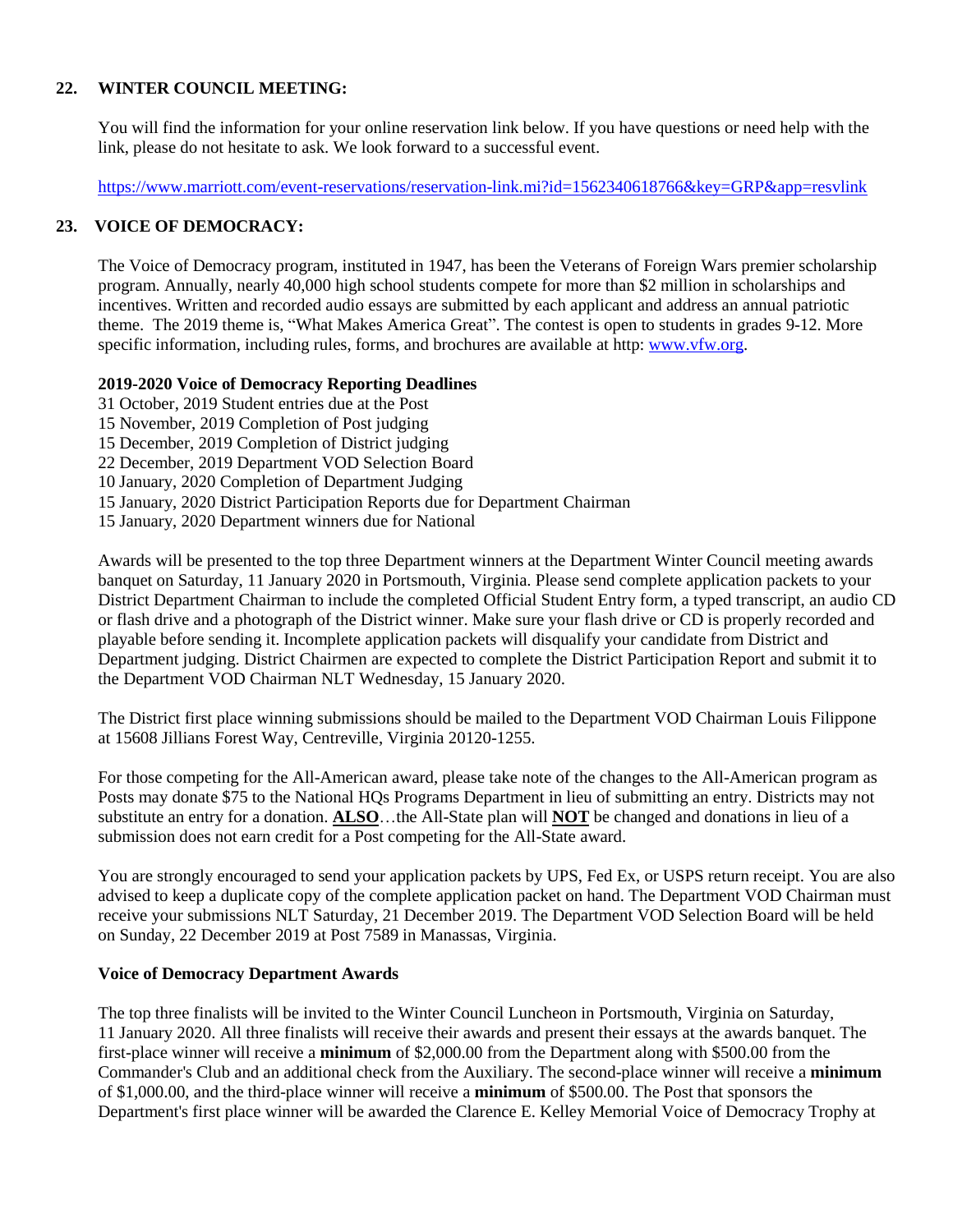## 22. WINTER COUNCIL MEETING:

You will find the information for your online reservation link below. If you have questions or need help with the link, please do not hesitate to ask. We look forward to a successful event.

https://www.marriott.com/event-reservations/reservation-link.mi?id=1562340618766&key=GRP&app=resvlink

## 23. VOICE OF DEMOCRACY:

The Voice of Democracy program, instituted in 1947, has been the Veterans of Foreign Wars premier scholarship program. Annually, nearly 40,000 high school students compete for more than $2 million in scholarships and incentives. Written and recorded audio essays are submitted by each applicant and address an annual patriotic theme. The 2019 theme is, "What Makes America Great". The contest is open to students in grades 9-12. More specific information, including rules, forms, and brochures are available at http: www.vfw.org.

**2019-2020 Voice of Democracy Reporting Deadlines**

31 October, 2019 Student entries due at the Post
15 November, 2019 Completion of Post judging
15 December, 2019 Completion of District judging
22 December, 2019 Department VOD Selection Board
10 January, 2020 Completion of Department Judging
15 January, 2020 District Participation Reports due for Department Chairman
15 January, 2020 Department winners due for National

Awards will be presented to the top three Department winners at the Department Winter Council meeting awards banquet on Saturday, 11 January 2020 in Portsmouth, Virginia. Please send complete application packets to your District Department Chairman to include the completed Official Student Entry form, a typed transcript, an audio CD or flash drive and a photograph of the District winner. Make sure your flash drive or CD is properly recorded and playable before sending it. Incomplete application packets will disqualify your candidate from District and Department judging. District Chairmen are expected to complete the District Participation Report and submit it to the Department VOD Chairman NLT Wednesday, 15 January 2020.

The District first place winning submissions should be mailed to the Department VOD Chairman Louis Filippone at 15608 Jillians Forest Way, Centreville, Virginia 20120-1255.

For those competing for the All-American award, please take note of the changes to the All-American program as Posts may donate $75 to the National HQs Programs Department in lieu of submitting an entry. Districts may not substitute an entry for a donation. **ALSO**…the All-State plan will **NOT** be changed and donations in lieu of a submission does not earn credit for a Post competing for the All-State award.

You are strongly encouraged to send your application packets by UPS, Fed Ex, or USPS return receipt. You are also advised to keep a duplicate copy of the complete application packet on hand. The Department VOD Chairman must receive your submissions NLT Saturday, 21 December 2019. The Department VOD Selection Board will be held on Sunday, 22 December 2019 at Post 7589 in Manassas, Virginia.

**Voice of Democracy Department Awards**

The top three finalists will be invited to the Winter Council Luncheon in Portsmouth, Virginia on Saturday, 11 January 2020. All three finalists will receive their awards and present their essays at the awards banquet. The first-place winner will receive a **minimum** of $2,000.00 from the Department along with $500.00 from the Commander's Club and an additional check from the Auxiliary. The second-place winner will receive a **minimum** of $1,000.00, and the third-place winner will receive a **minimum** of $500.00. The Post that sponsors the Department's first place winner will be awarded the Clarence E. Kelley Memorial Voice of Democracy Trophy at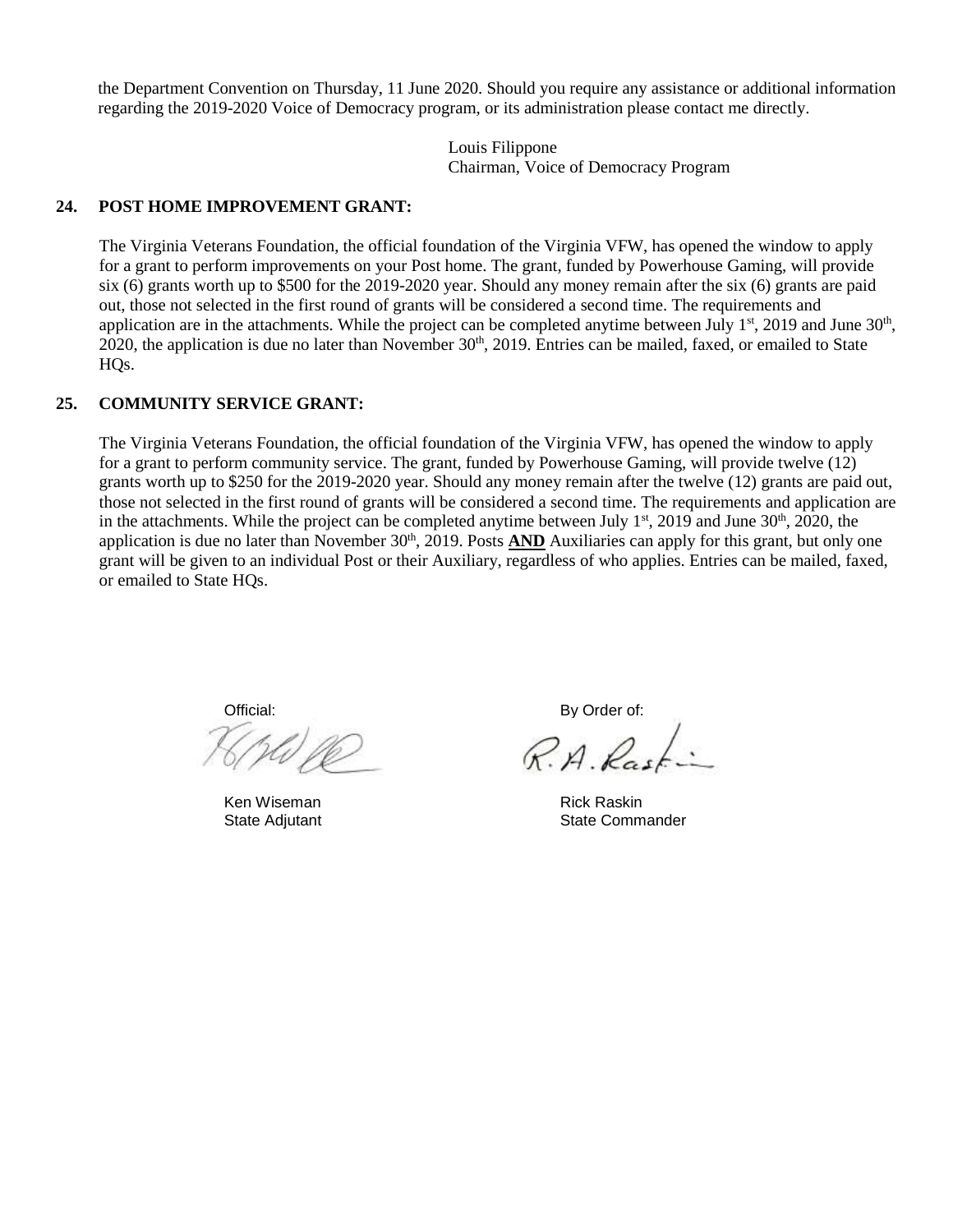the Department Convention on Thursday, 11 June 2020. Should you require any assistance or additional information regarding the 2019-2020 Voice of Democracy program, or its administration please contact me directly.

Louis Filippone
Chairman, Voice of Democracy Program

**24. POST HOME IMPROVEMENT GRANT:**

The Virginia Veterans Foundation, the official foundation of the Virginia VFW, has opened the window to apply for a grant to perform improvements on your Post home. The grant, funded by Powerhouse Gaming, will provide six (6) grants worth up to $500 for the 2019-2020 year. Should any money remain after the six (6) grants are paid out, those not selected in the first round of grants will be considered a second time. The requirements and application are in the attachments. While the project can be completed anytime between July 1st, 2019 and June 30th, 2020, the application is due no later than November 30th, 2019. Entries can be mailed, faxed, or emailed to State HQs.

**25. COMMUNITY SERVICE GRANT:**

The Virginia Veterans Foundation, the official foundation of the Virginia VFW, has opened the window to apply for a grant to perform community service. The grant, funded by Powerhouse Gaming, will provide twelve (12) grants worth up to $250 for the 2019-2020 year. Should any money remain after the twelve (12) grants are paid out, those not selected in the first round of grants will be considered a second time. The requirements and application are in the attachments. While the project can be completed anytime between July 1st, 2019 and June 30th, 2020, the application is due no later than November 30th, 2019. Posts **AND** Auxiliaries can apply for this grant, but only one grant will be given to an individual Post or their Auxiliary, regardless of who applies. Entries can be mailed, faxed, or emailed to State HQs.

Official:

Ken Wiseman
State Adjutant

By Order of:

Rick Raskin
State Commander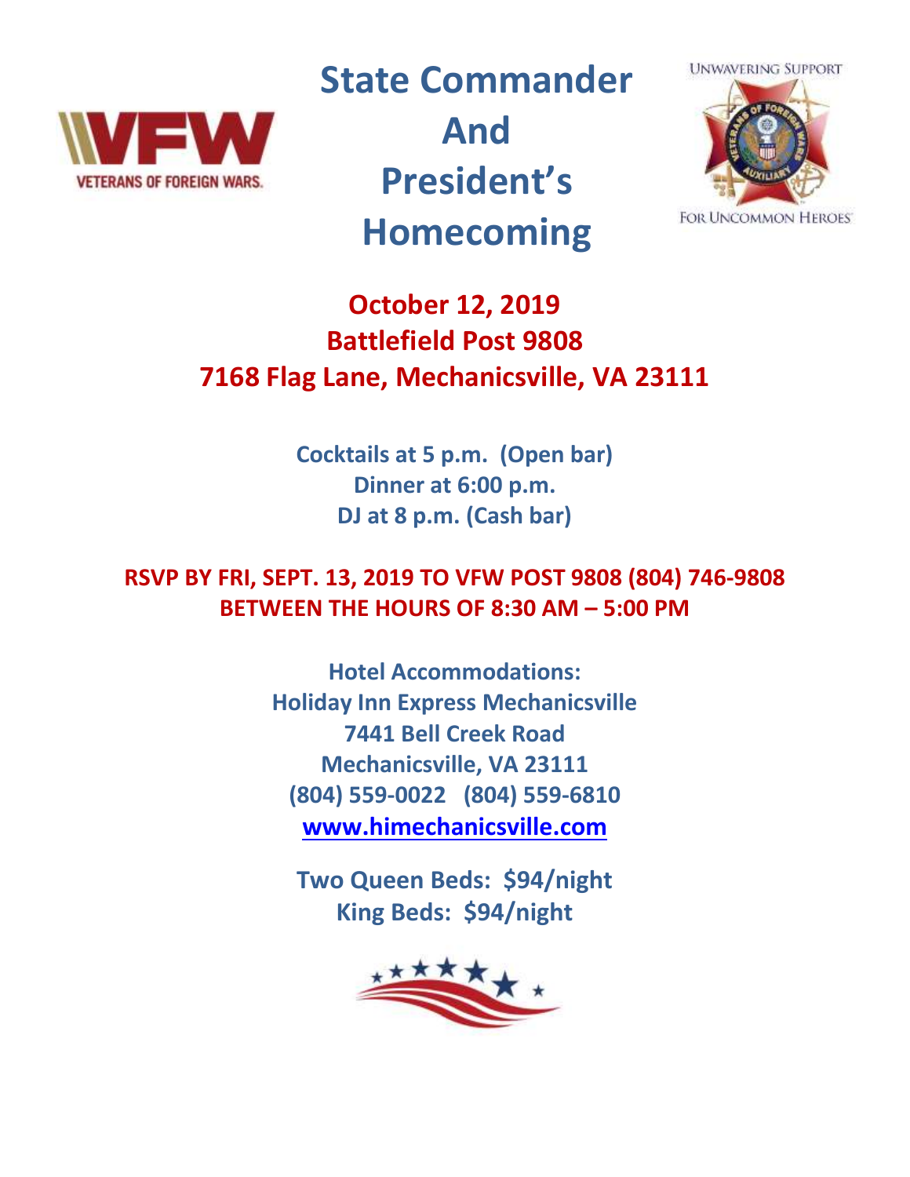# State Commander And President's Homecoming

**October 12, 2019**
**Battlefield Post 9808**
**7168 Flag Lane, Mechanicsville, VA 23111**

**Cocktails at 5 p.m. (Open bar)**
**Dinner at 6:00 p.m.**
**DJ at 8 p.m. (Cash bar)**

**RSVP BY FRI, SEPT. 13, 2019 TO VFW POST 9808 (804) 746-9808**
**BETWEEN THE HOURS OF 8:30 AM – 5:00 PM**

**Hotel Accommodations:**
**Holiday Inn Express Mechanicsville**
**7441 Bell Creek Road**
**Mechanicsville, VA 23111**
**(804) 559-0022 (804) 559-6810**
**www.himechanicsville.com**

**Two Queen Beds: $94/night**
**King Beds: $94/night**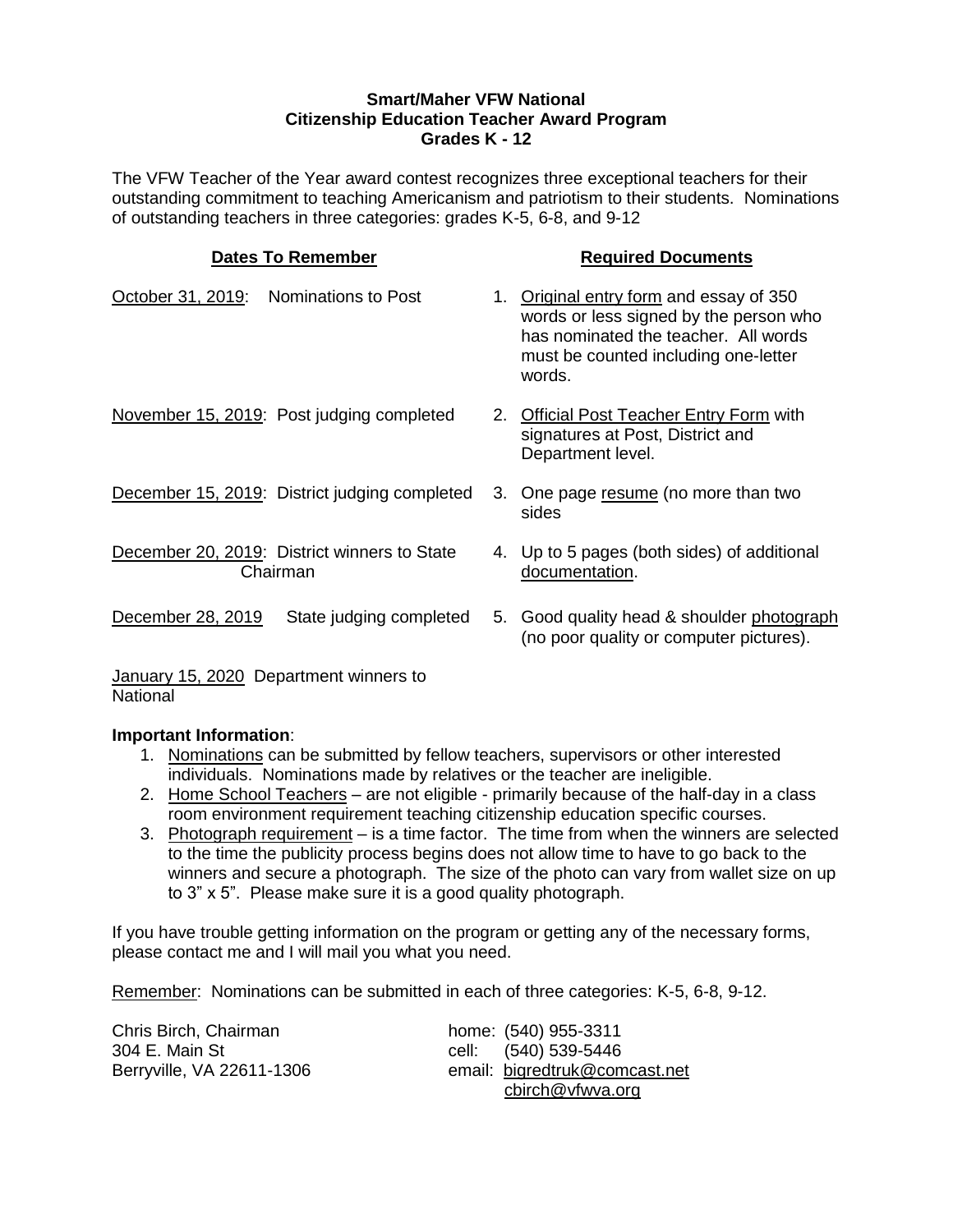**Smart/Maher VFW National**
**Citizenship Education Teacher Award Program**
**Grades K - 12**

The VFW Teacher of the Year award contest recognizes three exceptional teachers for their outstanding commitment to teaching Americanism and patriotism to their students. Nominations of outstanding teachers in three categories: grades K-5, 6-8, and 9-12

**Dates To Remember**

- October 31, 2019: Nominations to Post
- November 15, 2019: Post judging completed
- December 15, 2019: District judging completed
- December 20, 2019: District winners to State Chairman
- December 28, 2019 State judging completed
- January 15, 2020 Department winners to National

**Required Documents**

1. Original entry form and essay of 350 words or less signed by the person who has nominated the teacher. All words must be counted including one-letter words.
2. Official Post Teacher Entry Form with signatures at Post, District and Department level.
3. One page resume (no more than two sides
4. Up to 5 pages (both sides) of additional documentation.
5. Good quality head & shoulder photograph (no poor quality or computer pictures).

**Important Information**:

1. Nominations can be submitted by fellow teachers, supervisors or other interested individuals. Nominations made by relatives or the teacher are ineligible.
2. Home School Teachers – are not eligible - primarily because of the half-day in a class room environment requirement teaching citizenship education specific courses.
3. Photograph requirement – is a time factor. The time from when the winners are selected to the time the publicity process begins does not allow time to have to go back to the winners and secure a photograph. The size of the photo can vary from wallet size on up to 3" x 5". Please make sure it is a good quality photograph.

If you have trouble getting information on the program or getting any of the necessary forms, please contact me and I will mail you what you need.

Remember: Nominations can be submitted in each of three categories: K-5, 6-8, 9-12.

Chris Birch, Chairman
304 E. Main St
Berryville, VA 22611-1306

home: (540) 955-3311
cell: (540) 539-5446
email: bigredtruk@comcast.net
cbirch@vfwva.org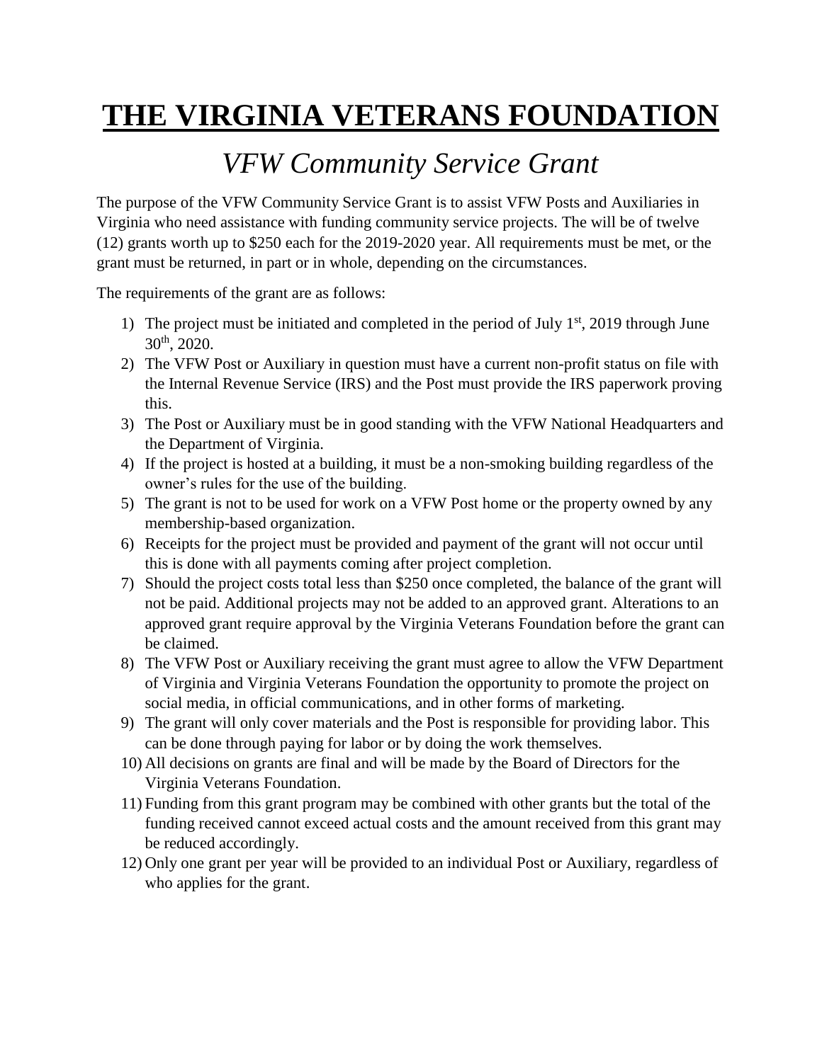# THE VIRGINIA VETERANS FOUNDATION

## *VFW Community Service Grant*

The purpose of the VFW Community Service Grant is to assist VFW Posts and Auxiliaries in Virginia who need assistance with funding community service projects. The will be of twelve (12) grants worth up to $250 each for the 2019-2020 year. All requirements must be met, or the grant must be returned, in part or in whole, depending on the circumstances.

The requirements of the grant are as follows:

1) The project must be initiated and completed in the period of July 1st, 2019 through June 30th, 2020.
2) The VFW Post or Auxiliary in question must have a current non-profit status on file with the Internal Revenue Service (IRS) and the Post must provide the IRS paperwork proving this.
3) The Post or Auxiliary must be in good standing with the VFW National Headquarters and the Department of Virginia.
4) If the project is hosted at a building, it must be a non-smoking building regardless of the owner's rules for the use of the building.
5) The grant is not to be used for work on a VFW Post home or the property owned by any membership-based organization.
6) Receipts for the project must be provided and payment of the grant will not occur until this is done with all payments coming after project completion.
7) Should the project costs total less than $250 once completed, the balance of the grant will not be paid. Additional projects may not be added to an approved grant. Alterations to an approved grant require approval by the Virginia Veterans Foundation before the grant can be claimed.
8) The VFW Post or Auxiliary receiving the grant must agree to allow the VFW Department of Virginia and Virginia Veterans Foundation the opportunity to promote the project on social media, in official communications, and in other forms of marketing.
9) The grant will only cover materials and the Post is responsible for providing labor. This can be done through paying for labor or by doing the work themselves.
10) All decisions on grants are final and will be made by the Board of Directors for the Virginia Veterans Foundation.
11) Funding from this grant program may be combined with other grants but the total of the funding received cannot exceed actual costs and the amount received from this grant may be reduced accordingly.
12) Only one grant per year will be provided to an individual Post or Auxiliary, regardless of who applies for the grant.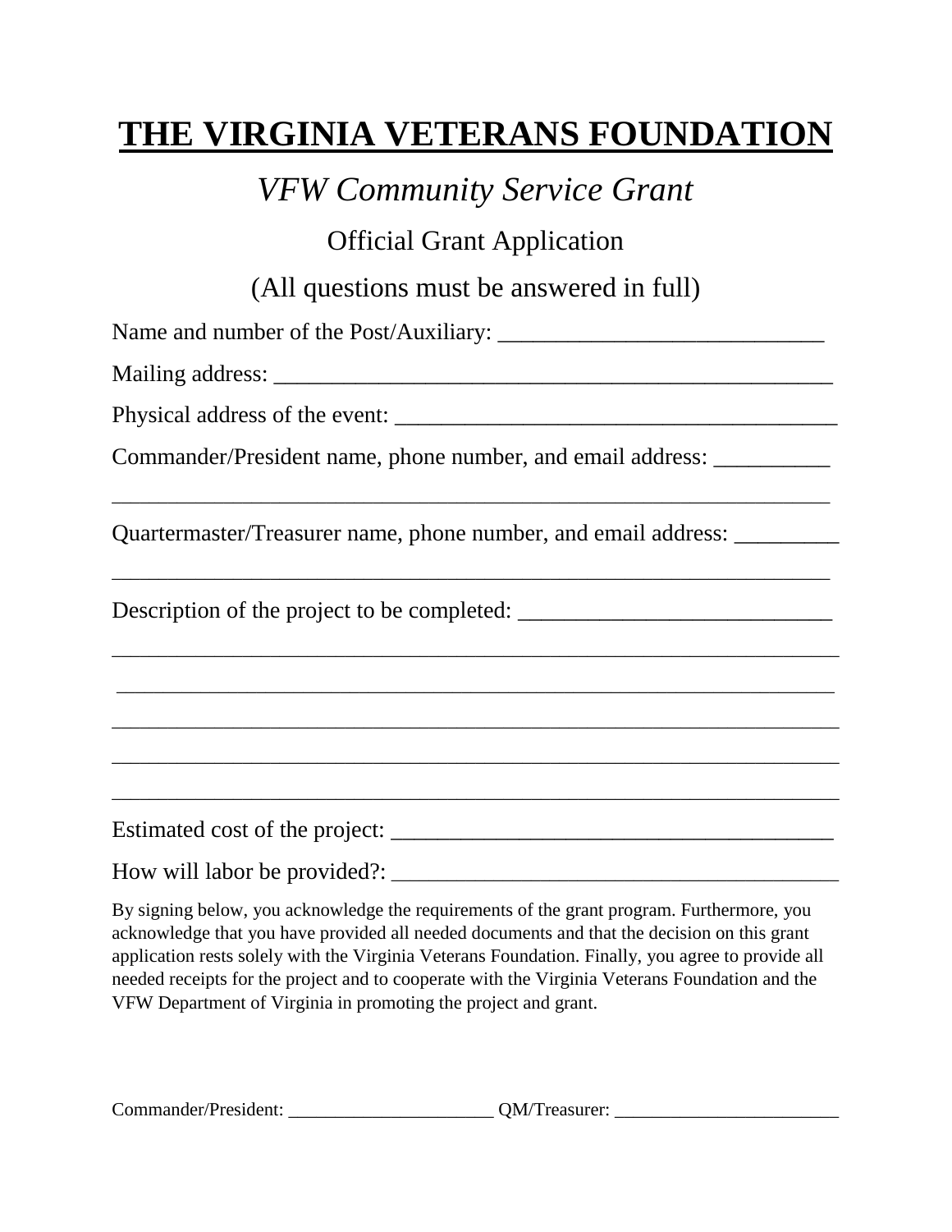# THE VIRGINIA VETERANS FOUNDATION

## *VFW Community Service Grant*

### Official Grant Application

(All questions must be answered in full)

Name and number of the Post/Auxiliary: ____________________________

Mailing address: ________________________________________________

Physical address of the event: ______________________________________

Commander/President name, phone number, and email address: __________

_______________________________________________________________

Quartermaster/Treasurer name, phone number, and email address: _________

_______________________________________________________________

Description of the project to be completed: ___________________________

_______________________________________________________________

_______________________________________________________________

_______________________________________________________________

_______________________________________________________________

_______________________________________________________________

Estimated cost of the project: ______________________________________

How will labor be provided?: _______________________________________

By signing below, you acknowledge the requirements of the grant program. Furthermore, you acknowledge that you have provided all needed documents and that the decision on this grant application rests solely with the Virginia Veterans Foundation. Finally, you agree to provide all needed receipts for the project and to cooperate with the Virginia Veterans Foundation and the VFW Department of Virginia in promoting the project and grant.

Commander/President: ______________________ QM/Treasurer: ________________________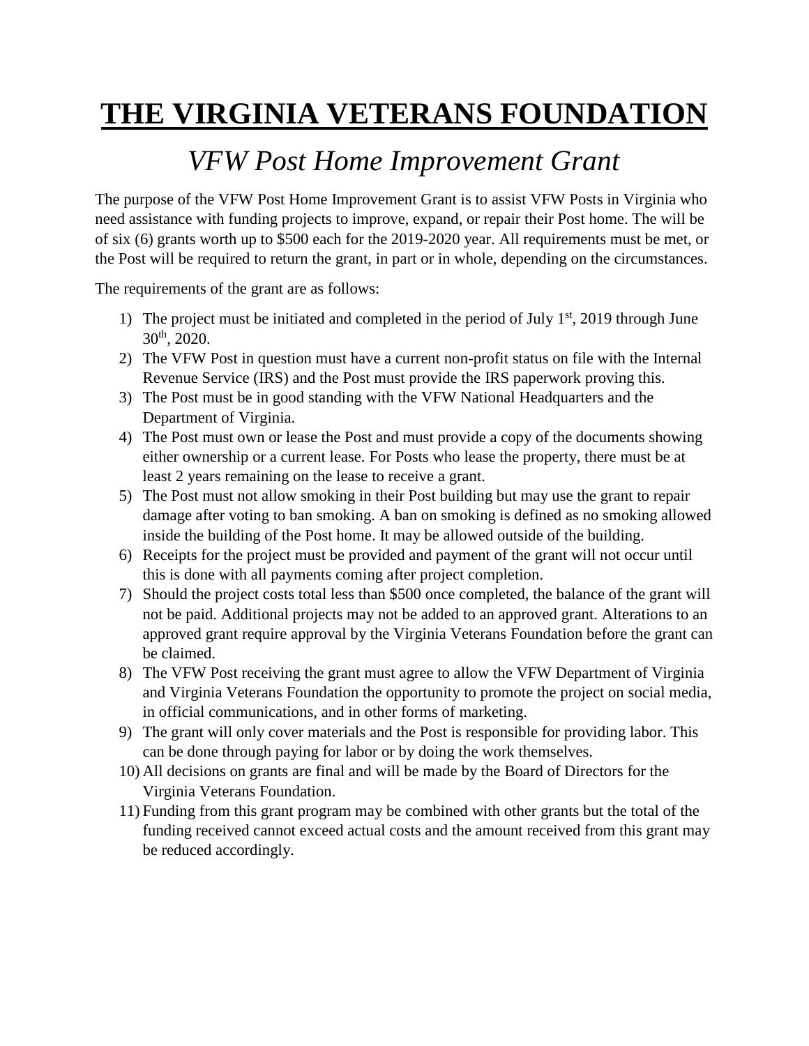# **THE VIRGINIA VETERANS FOUNDATION**

## *VFW Post Home Improvement Grant*

The purpose of the VFW Post Home Improvement Grant is to assist VFW Posts in Virginia who need assistance with funding projects to improve, expand, or repair their Post home. The will be of six (6) grants worth up to $500 each for the 2019-2020 year. All requirements must be met, or the Post will be required to return the grant, in part or in whole, depending on the circumstances.

The requirements of the grant are as follows:

1) The project must be initiated and completed in the period of July 1st, 2019 through June 30th, 2020.
2) The VFW Post in question must have a current non-profit status on file with the Internal Revenue Service (IRS) and the Post must provide the IRS paperwork proving this.
3) The Post must be in good standing with the VFW National Headquarters and the Department of Virginia.
4) The Post must own or lease the Post and must provide a copy of the documents showing either ownership or a current lease. For Posts who lease the property, there must be at least 2 years remaining on the lease to receive a grant.
5) The Post must not allow smoking in their Post building but may use the grant to repair damage after voting to ban smoking. A ban on smoking is defined as no smoking allowed inside the building of the Post home. It may be allowed outside of the building.
6) Receipts for the project must be provided and payment of the grant will not occur until this is done with all payments coming after project completion.
7) Should the project costs total less than $500 once completed, the balance of the grant will not be paid. Additional projects may not be added to an approved grant. Alterations to an approved grant require approval by the Virginia Veterans Foundation before the grant can be claimed.
8) The VFW Post receiving the grant must agree to allow the VFW Department of Virginia and Virginia Veterans Foundation the opportunity to promote the project on social media, in official communications, and in other forms of marketing.
9) The grant will only cover materials and the Post is responsible for providing labor. This can be done through paying for labor or by doing the work themselves.
10) All decisions on grants are final and will be made by the Board of Directors for the Virginia Veterans Foundation.
11) Funding from this grant program may be combined with other grants but the total of the funding received cannot exceed actual costs and the amount received from this grant may be reduced accordingly.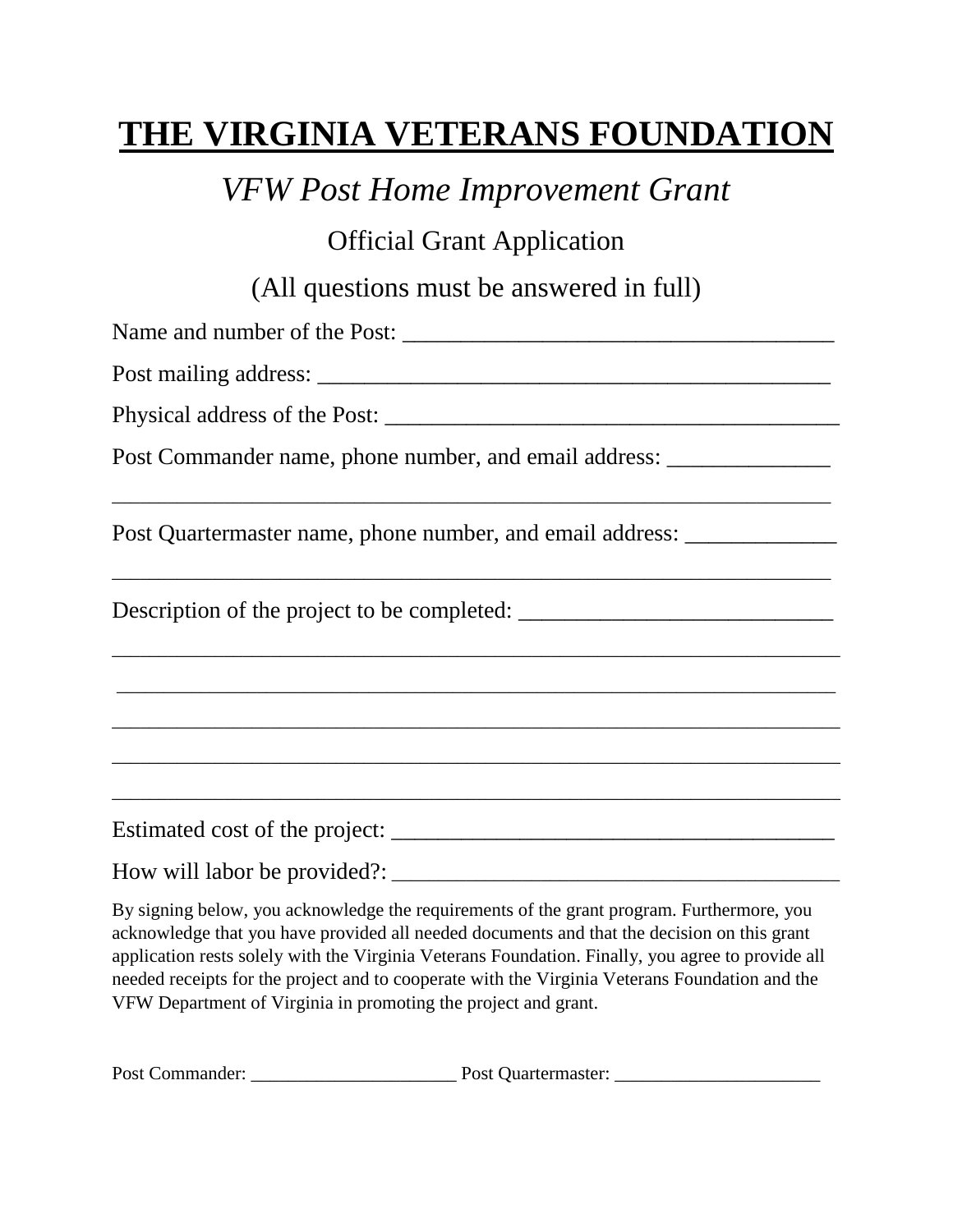# THE VIRGINIA VETERANS FOUNDATION

## *VFW Post Home Improvement Grant*

### Official Grant Application

### (All questions must be answered in full)

Name and number of the Post: ____________________________________

Post mailing address: ____________________________________________

Physical address of the Post: ______________________________________

Post Commander name, phone number, and email address: ______________

_______________________________________________________________

Post Quartermaster name, phone number, and email address: _____________

_______________________________________________________________

Description of the project to be completed: ___________________________

_______________________________________________________________

_______________________________________________________________

_______________________________________________________________

_______________________________________________________________

_______________________________________________________________

Estimated cost of the project: ______________________________________

How will labor be provided?: ______________________________________

By signing below, you acknowledge the requirements of the grant program. Furthermore, you acknowledge that you have provided all needed documents and that the decision on this grant application rests solely with the Virginia Veterans Foundation. Finally, you agree to provide all needed receipts for the project and to cooperate with the Virginia Veterans Foundation and the VFW Department of Virginia in promoting the project and grant.

Post Commander: ______________________ Post Quartermaster: ______________________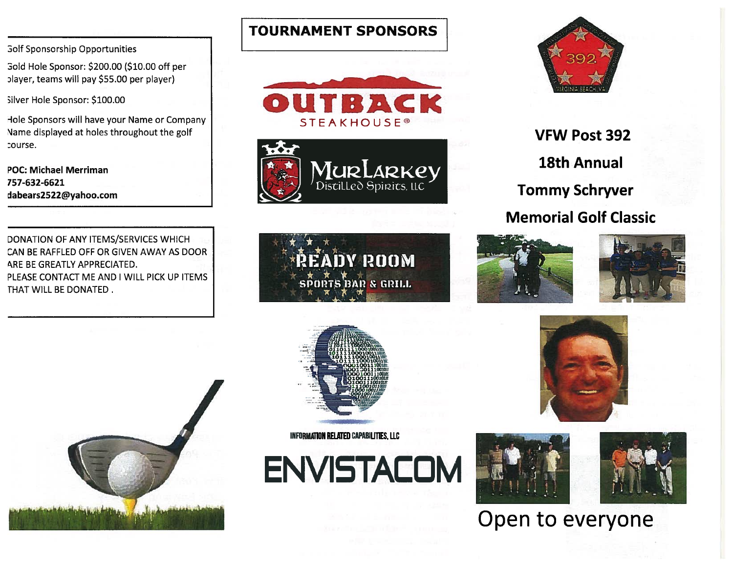Golf Sponsorship Opportunities

Gold Hole Sponsor: $200.00 ($10.00 off per player, teams will pay $55.00 per player)

Silver Hole Sponsor: $100.00

Hole Sponsors will have your Name or Company Name displayed at holes throughout the golf course.

**POC: Michael Merriman**
**757-632-6621**
**dabears2522@yahoo.com**

DONATION OF ANY ITEMS/SERVICES WHICH CAN BE RAFFLED OFF OR GIVEN AWAY AS DOOR ARE BE GREATLY APPRECIATED.
PLEASE CONTACT ME AND I WILL PICK UP ITEMS THAT WILL BE DONATED .

## TOURNAMENT SPONSORS

OUTBACK STEAKHOUSE®

MurLarkey Distilled Spirits, LLC

READY ROOM SPORTS BAR & GRILL

INFORMATION RELATED CAPABILITIES, LLC

ENVISTACOM

# VFW Post 392

# 18th Annual

# Tommy Schryver

# Memorial Golf Classic

Open to everyone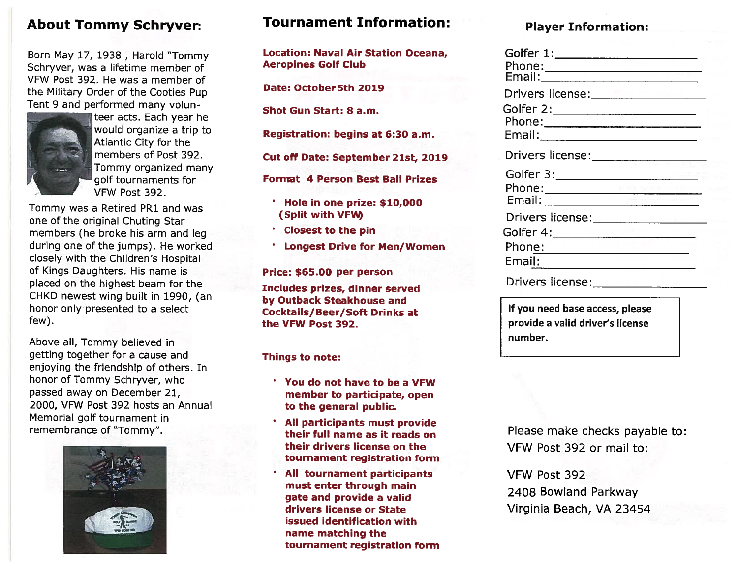## About Tommy Schryver:

Born May 17, 1938 , Harold "Tommy Schryver, was a lifetime member of VFW Post 392. He was a member of the Military Order of the Cooties Pup Tent 9 and performed many volunteer acts. Each year he would organize a trip to Atlantic City for the members of Post 392. Tommy organized many golf tournaments for VFW Post 392.

Tommy was a Retired PR1 and was one of the original Chuting Star members (he broke his arm and leg during one of the jumps). He worked closely with the Children's Hospital of Kings Daughters. His name is placed on the highest beam for the CHKD newest wing built in 1990, (an honor only presented to a select few).

Above all, Tommy believed in getting together for a cause and enjoying the friendship of others. In honor of Tommy Schryver, who passed away on December 21, 2000, VFW Post 392 hosts an Annual Memorial golf tournament in remembrance of "Tommy".

## Tournament Information:

**Location: Naval Air Station Oceana, Aeropines Golf Club**

**Date: October 5th 2019**

**Shot Gun Start: 8 a.m.**

**Registration: begins at 6:30 a.m.**

**Cut off Date: September 21st, 2019**

**Format 4 Person Best Ball Prizes**

- **Hole in one prize: $10,000 (Split with VFW)**
- **Closest to the pin**
- **Longest Drive for Men/Women**

**Price: $65.00 per person**

**Includes prizes, dinner served by Outback Steakhouse and Cocktails/Beer/Soft Drinks at the VFW Post 392.**

**Things to note:**

- **You do not have to be a VFW member to participate, open to the general public.**
- **All participants must provide their full name as it reads on their drivers license on the tournament registration form**
- **All tournament participants must enter through main gate and provide a valid drivers license or State issued identification with name matching the tournament registration form**

## Player Information:

Golfer 1:\_\_\_\_\_\_\_\_\_\_\_\_\_\_\_\_\_\_\_\_
Phone:\_\_\_\_\_\_\_\_\_\_\_\_\_\_\_\_\_\_\_\_
Email:\_\_\_\_\_\_\_\_\_\_\_\_\_\_\_\_\_\_\_\_

Drivers license:\_\_\_\_\_\_\_\_\_\_\_\_\_\_\_\_\_\_\_\_

Golfer 2:\_\_\_\_\_\_\_\_\_\_\_\_\_\_\_\_\_\_\_\_
Phone:\_\_\_\_\_\_\_\_\_\_\_\_\_\_\_\_\_\_\_\_
Email:\_\_\_\_\_\_\_\_\_\_\_\_\_\_\_\_\_\_\_\_

Drivers license:\_\_\_\_\_\_\_\_\_\_\_\_\_\_\_\_\_\_\_\_

Golfer 3:\_\_\_\_\_\_\_\_\_\_\_\_\_\_\_\_\_\_\_\_
Phone:\_\_\_\_\_\_\_\_\_\_\_\_\_\_\_\_\_\_\_\_
Email:\_\_\_\_\_\_\_\_\_\_\_\_\_\_\_\_\_\_\_\_

Drivers license:\_\_\_\_\_\_\_\_\_\_\_\_\_\_\_\_\_\_\_\_

Golfer 4:\_\_\_\_\_\_\_\_\_\_\_\_\_\_\_\_\_\_\_\_
Phone:\_\_\_\_\_\_\_\_\_\_\_\_\_\_\_\_\_\_\_\_
Email:\_\_\_\_\_\_\_\_\_\_\_\_\_\_\_\_\_\_\_\_

Drivers license:\_\_\_\_\_\_\_\_\_\_\_\_\_\_\_\_\_\_\_\_

**If you need base access, please provide a valid driver's license number.**

Please make checks payable to: VFW Post 392 or mail to:

VFW Post 392
2408 Bowland Parkway
Virginia Beach, VA 23454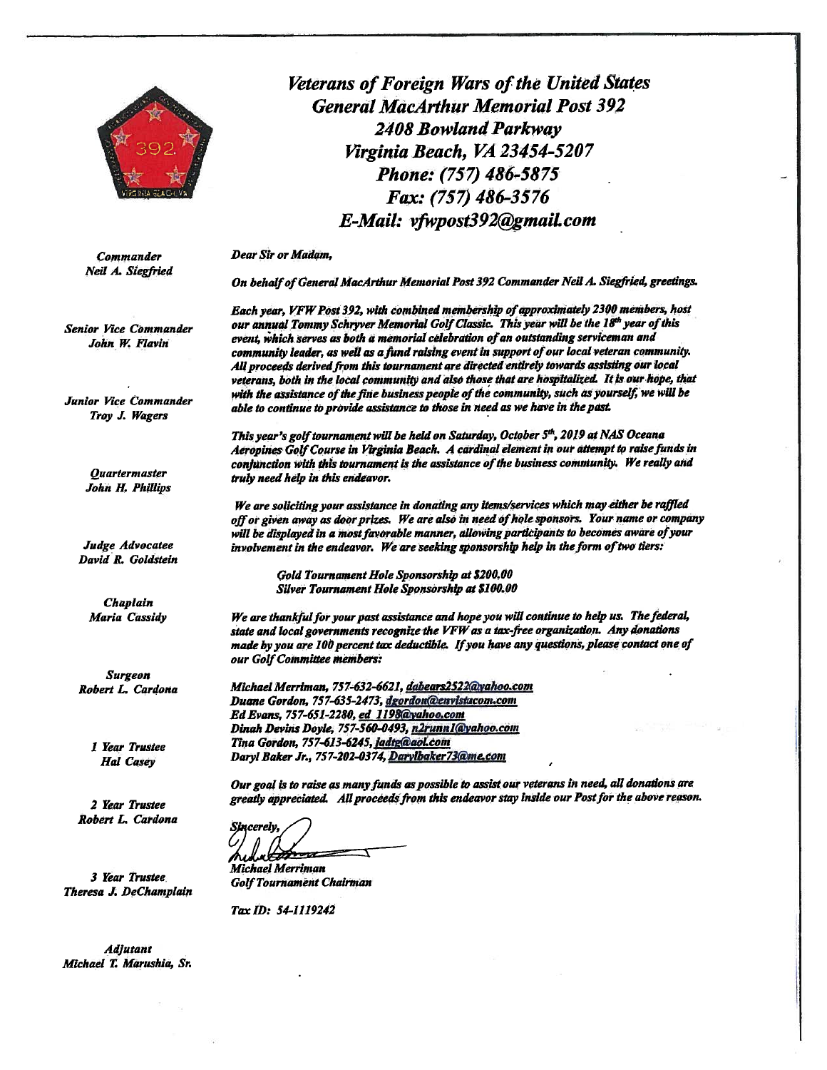# Veterans of Foreign Wars of the United States

## General MacArthur Memorial Post 392

**2408 Bowland Parkway**
**Virginia Beach, VA 23454-5207**
**Phone: (757) 486-5875**
**Fax: (757) 486-3576**
**E-Mail: vfwpost392@gmail.com**

*Commander*
*Neil A. Siegfried*

*Senior Vice Commander*
*John W. Flavin*

*Junior Vice Commander*
*Troy J. Wagers*

*Quartermaster*
*John H. Phillips*

*Judge Advocatee*
*David R. Goldstein*

*Chaplain*
*Maria Cassidy*

*Surgeon*
*Robert L. Cardona*

*1 Year Trustee*
*Hal Casey*

*2 Year Trustee*
*Robert L. Cardona*

*3 Year Trustee*
*Theresa J. DeChamplain*

*Adjutant*
*Michael T. Marushia, Sr.*

*Dear Sir or Madam,*

*On behalf of General MacArthur Memorial Post 392 Commander Neil A. Siegfried, greetings.*

*Each year, VFW Post 392, with combined membership of approximately 2300 members, host our annual Tommy Schryver Memorial Golf Classic. This year will be the 18th year of this event, which serves as both a memorial celebration of an outstanding serviceman and community leader, as well as a fund raising event in support of our local veteran community. All proceeds derived from this tournament are directed entirely towards assisting our local veterans, both in the local community and also those that are hospitalized. It is our hope, that with the assistance of the fine business people of the community, such as yourself, we will be able to continue to provide assistance to those in need as we have in the past.*

*This year's golf tournament will be held on Saturday, October 5th, 2019 at NAS Oceana Aeropines Golf Course in Virginia Beach. A cardinal element in our attempt to raise funds in conjunction with this tournament is the assistance of the business community. We really and truly need help in this endeavor.*

*We are soliciting your assistance in donating any items/services which may either be raffled off or given away as door prizes. We are also in need of hole sponsors. Your name or company will be displayed in a most favorable manner, allowing participants to becomes aware of your involvement in the endeavor. We are seeking sponsorship help in the form of two tiers:*

*Gold Tournament Hole Sponsorship at $200.00*
*Silver Tournament Hole Sponsorship at $100.00*

*We are thankful for your past assistance and hope you will continue to help us. The federal, state and local governments recognize the VFW as a tax-free organization. Any donations made by you are 100 percent tax deductible. If you have any questions, please contact one of our Golf Committee members:*

*Michael Merriman, 757-632-6621, dabears2522@yahoo.com*
*Duane Gordon, 757-635-2473, dgordon@envistacom.com*
*Ed Evans, 757-651-2280, ed_1198@yahoo.com*
*Dinah Devins Doyle, 757-560-0493, n2runn1@yahoo.com*
*Tina Gordon, 757-613-6245, fadtg@aol.com*
*Daryl Baker Jr., 757-202-0374, Darylbaker73@me.com*

*Our goal is to raise as many funds as possible to assist our veterans in need, all donations are greatly appreciated. All proceeds from this endeavor stay inside our Post for the above reason.*

*Sincerely,*

*Michael Merriman*
*Golf Tournament Chairman*

*Tax ID: 54-1119242*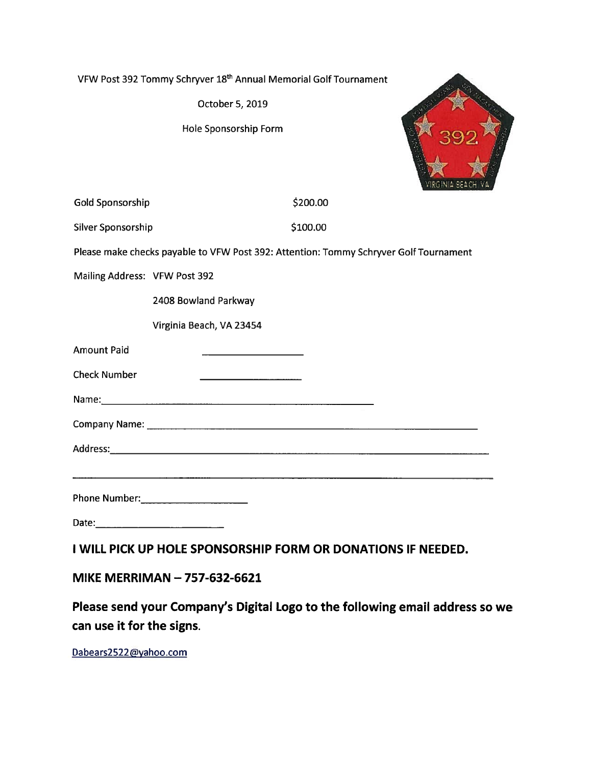VFW Post 392 Tommy Schryver 18th Annual Memorial Golf Tournament

October 5, 2019

Hole Sponsorship Form

| | |
|---|---|
| Gold Sponsorship | $200.00 |
| Silver Sponsorship | $100.00 |

Please make checks payable to VFW Post 392: Attention: Tommy Schryver Golf Tournament

Mailing Address: VFW Post 392

2408 Bowland Parkway

Virginia Beach, VA 23454

Amount Paid ____________________

Check Number ____________________

Name: ____________________________________________________

Company Name: ____________________________________________________

Address: ____________________________________________________

____________________________________________________

Phone Number: ____________________

Date: ________________________

**I WILL PICK UP HOLE SPONSORSHIP FORM OR DONATIONS IF NEEDED.**

**MIKE MERRIMAN – 757-632-6621**

**Please send your Company's Digital Logo to the following email address so we can use it for the signs.**

Dabears2522@yahoo.com